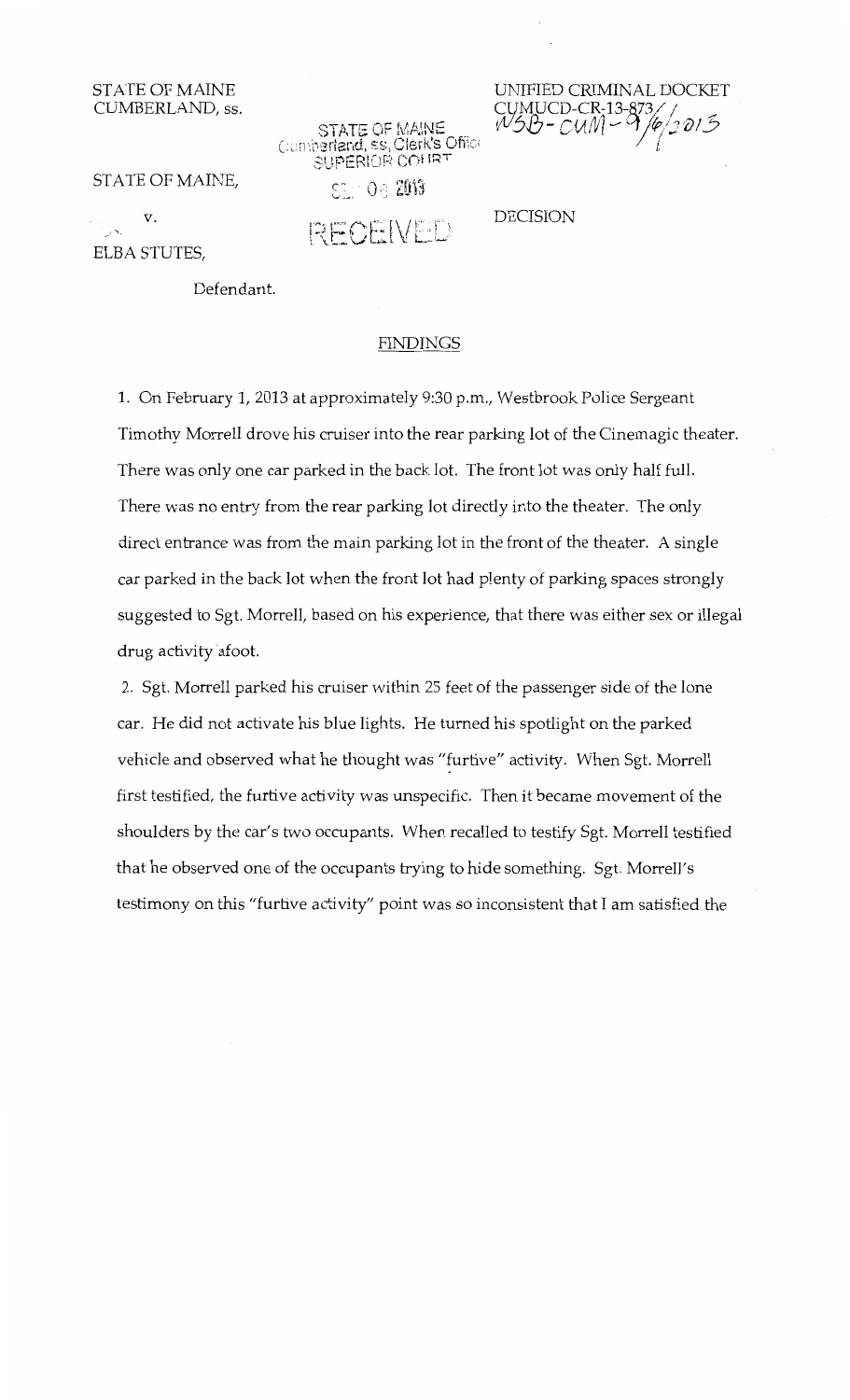STATE OF MAINE
CUMBERLAND, ss.

STATE OF MAINE
Cumberland, ss, Clerk's Office
SUPERIOR COURT

SEP 06 2013

RECEIVED

UNIFIED CRIMINAL DOCKET
CUMUCD-CR-13-873
WSB-CUM-9/6/2013

STATE OF MAINE,

v.

ELBA STUTES,

Defendant.

DECISION

## FINDINGS

1. On February 1, 2013 at approximately 9:30 p.m., Westbrook Police Sergeant Timothy Morrell drove his cruiser into the rear parking lot of the Cinemagic theater. There was only one car parked in the back lot. The front lot was only half full. There was no entry from the rear parking lot directly into the theater. The only direct entrance was from the main parking lot in the front of the theater. A single car parked in the back lot when the front lot had plenty of parking spaces strongly suggested to Sgt. Morrell, based on his experience, that there was either sex or illegal drug activity afoot.

2. Sgt. Morrell parked his cruiser within 25 feet of the passenger side of the lone car. He did not activate his blue lights. He turned his spotlight on the parked vehicle and observed what he thought was "furtive" activity. When Sgt. Morrell first testified, the furtive activity was unspecific. Then it became movement of the shoulders by the car's two occupants. When recalled to testify Sgt. Morrell testified that he observed one of the occupants trying to hide something. Sgt. Morrell's testimony on this "furtive activity" point was so inconsistent that I am satisfied the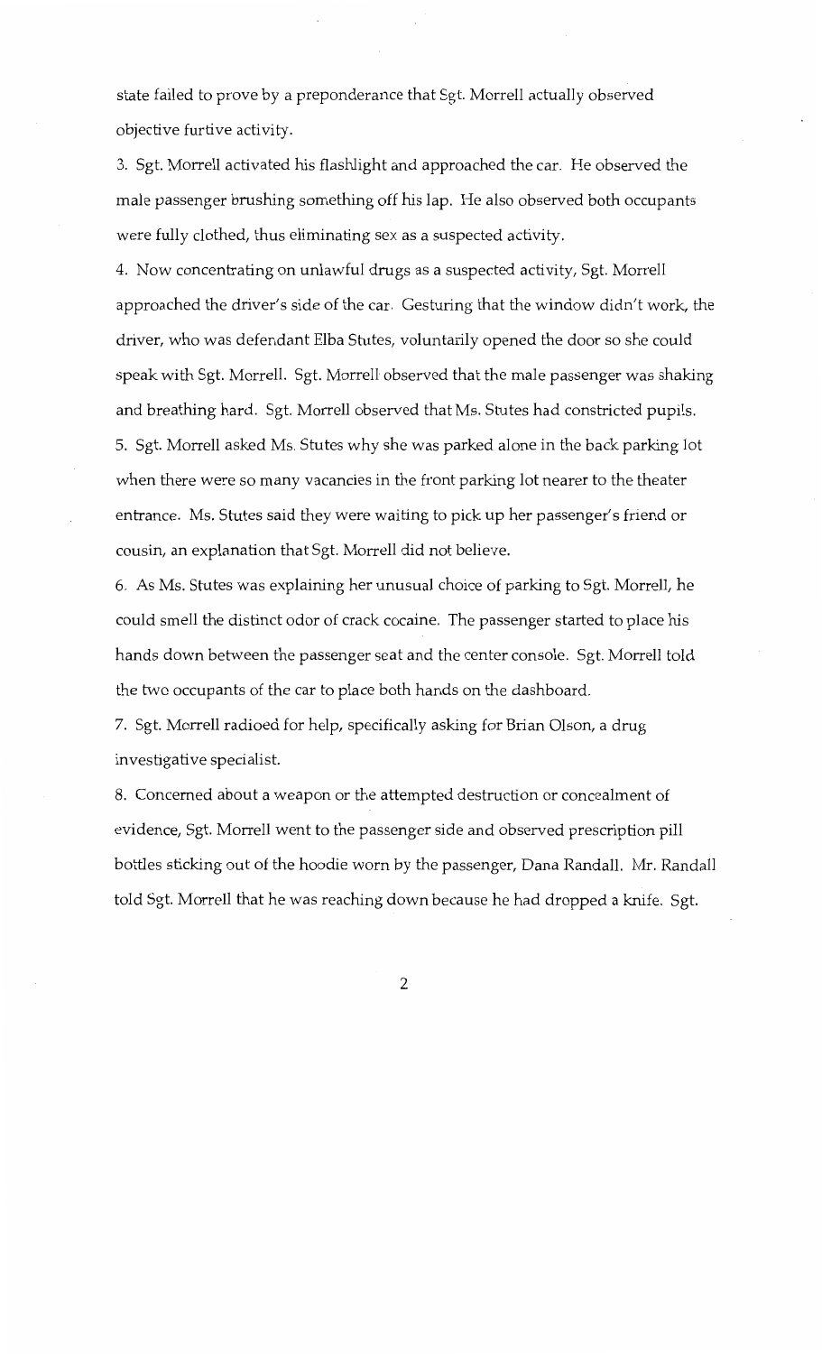state failed to prove by a preponderance that Sgt. Morrell actually observed objective furtive activity.

3. Sgt. Morrell activated his flashlight and approached the car. He observed the male passenger brushing something off his lap. He also observed both occupants were fully clothed, thus eliminating sex as a suspected activity.

4. Now concentrating on unlawful drugs as a suspected activity, Sgt. Morrell approached the driver's side of the car. Gesturing that the window didn't work, the driver, who was defendant Elba Stutes, voluntarily opened the door so she could speak with Sgt. Morrell. Sgt. Morrell observed that the male passenger was shaking and breathing hard. Sgt. Morrell observed that Ms. Stutes had constricted pupils.

5. Sgt. Morrell asked Ms. Stutes why she was parked alone in the back parking lot when there were so many vacancies in the front parking lot nearer to the theater entrance. Ms. Stutes said they were waiting to pick up her passenger's friend or cousin, an explanation that Sgt. Morrell did not believe.

6. As Ms. Stutes was explaining her unusual choice of parking to Sgt. Morrell, he could smell the distinct odor of crack cocaine. The passenger started to place his hands down between the passenger seat and the center console. Sgt. Morrell told the two occupants of the car to place both hands on the dashboard.

7. Sgt. Morrell radioed for help, specifically asking for Brian Olson, a drug investigative specialist.

8. Concerned about a weapon or the attempted destruction or concealment of evidence, Sgt. Morrell went to the passenger side and observed prescription pill bottles sticking out of the hoodie worn by the passenger, Dana Randall. Mr. Randall told Sgt. Morrell that he was reaching down because he had dropped a knife. Sgt.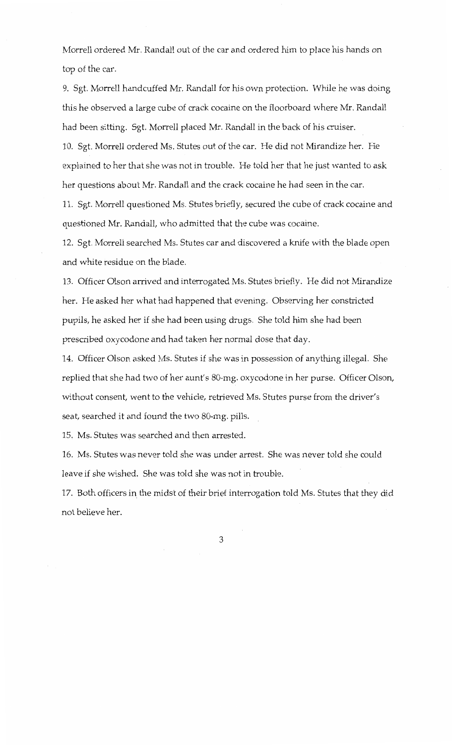Morrell ordered Mr. Randall out of the car and ordered him to place his hands on top of the car.

9. Sgt. Morrell handcuffed Mr. Randall for his own protection. While he was doing this he observed a large cube of crack cocaine on the floorboard where Mr. Randall had been sitting. Sgt. Morrell placed Mr. Randall in the back of his cruiser.

10. Sgt. Morrell ordered Ms. Stutes out of the car. He did not Mirandize her. He explained to her that she was not in trouble. He told her that he just wanted to ask her questions about Mr. Randall and the crack cocaine he had seen in the car.

11. Sgt. Morrell questioned Ms. Stutes briefly, secured the cube of crack cocaine and questioned Mr. Randall, who admitted that the cube was cocaine.

12. Sgt. Morrell searched Ms. Stutes car and discovered a knife with the blade open and white residue on the blade.

13. Officer Olson arrived and interrogated Ms. Stutes briefly. He did not Mirandize her. He asked her what had happened that evening. Observing her constricted pupils, he asked her if she had been using drugs. She told him she had been prescribed oxycodone and had taken her normal dose that day.

14. Officer Olson asked Ms. Stutes if she was in possession of anything illegal. She replied that she had two of her aunt's 80-mg. oxycodone in her purse. Officer Olson, without consent, went to the vehicle, retrieved Ms. Stutes purse from the driver's seat, searched it and found the two 80-mg. pills.

15. Ms. Stutes was searched and then arrested.

16. Ms. Stutes was never told she was under arrest. She was never told she could leave if she wished. She was told she was not in trouble.

17. Both officers in the midst of their brief interrogation told Ms. Stutes that they did not believe her.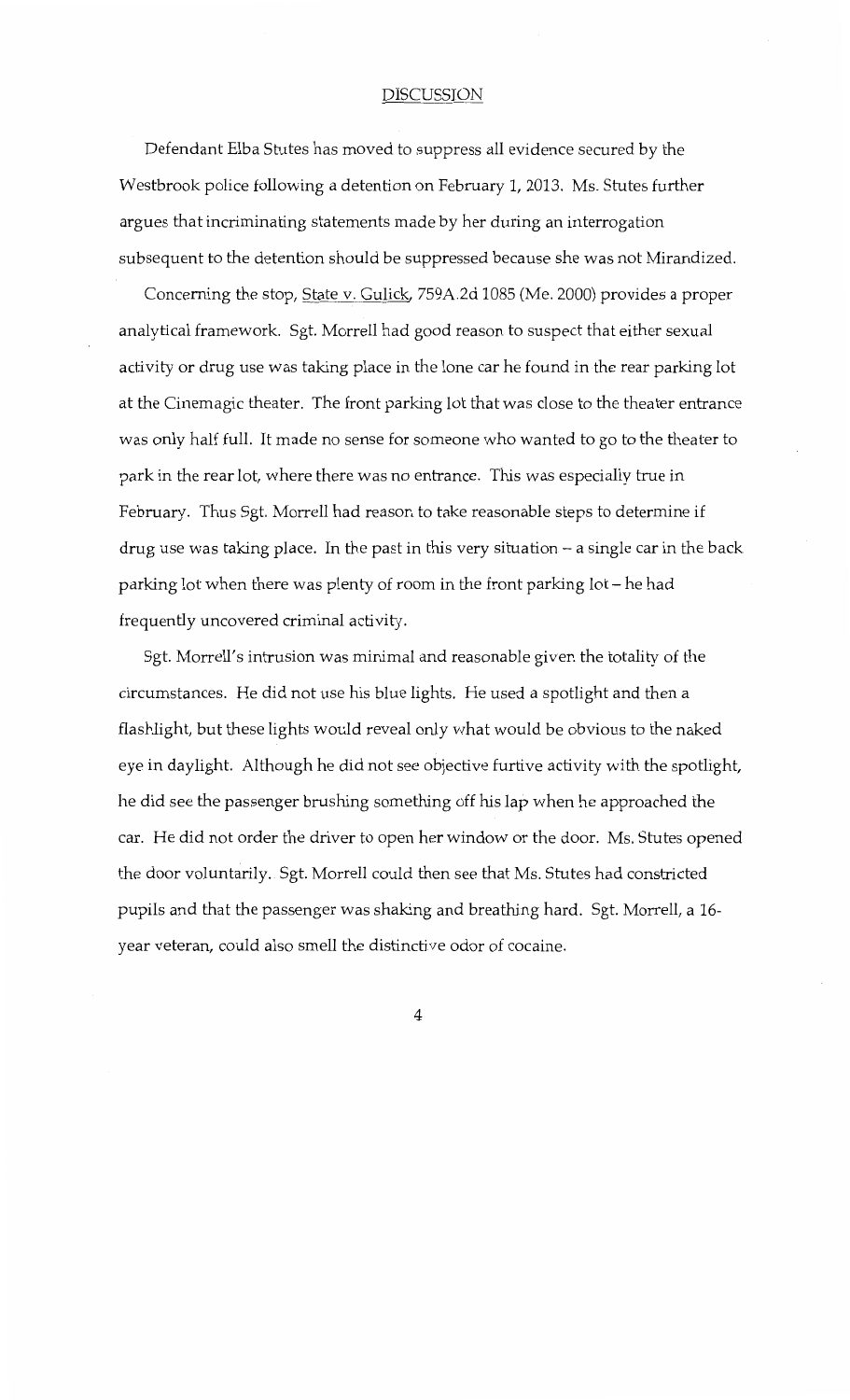## DISCUSSION

Defendant Elba Stutes has moved to suppress all evidence secured by the Westbrook police following a detention on February 1, 2013. Ms. Stutes further argues that incriminating statements made by her during an interrogation subsequent to the detention should be suppressed because she was not Mirandized.

Concerning the stop, State v. Gulick, 759A.2d 1085 (Me. 2000) provides a proper analytical framework. Sgt. Morrell had good reason to suspect that either sexual activity or drug use was taking place in the lone car he found in the rear parking lot at the Cinemagic theater. The front parking lot that was close to the theater entrance was only half full. It made no sense for someone who wanted to go to the theater to park in the rear lot, where there was no entrance. This was especially true in February. Thus Sgt. Morrell had reason to take reasonable steps to determine if drug use was taking place. In the past in this very situation – a single car in the back parking lot when there was plenty of room in the front parking lot – he had frequently uncovered criminal activity.

Sgt. Morrell's intrusion was minimal and reasonable given the totality of the circumstances. He did not use his blue lights. He used a spotlight and then a flashlight, but these lights would reveal only what would be obvious to the naked eye in daylight. Although he did not see objective furtive activity with the spotlight, he did see the passenger brushing something off his lap when he approached the car. He did not order the driver to open her window or the door. Ms. Stutes opened the door voluntarily. Sgt. Morrell could then see that Ms. Stutes had constricted pupils and that the passenger was shaking and breathing hard. Sgt. Morrell, a 16-year veteran, could also smell the distinctive odor of cocaine.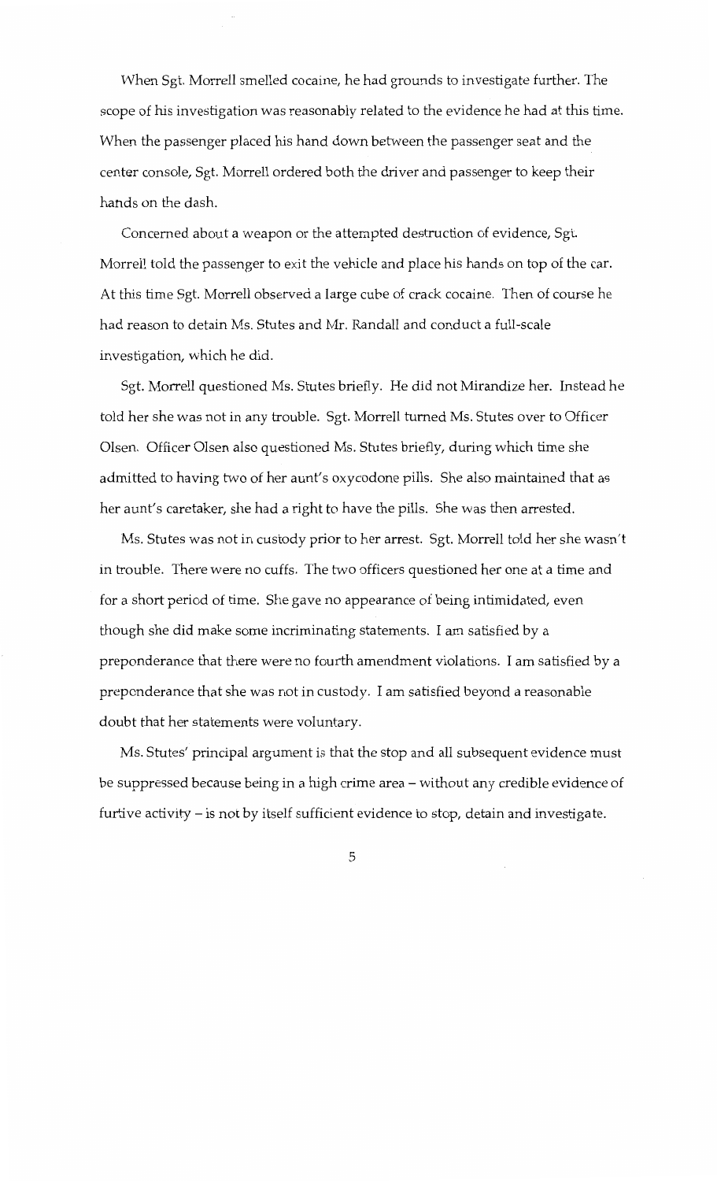When Sgt. Morrell smelled cocaine, he had grounds to investigate further. The scope of his investigation was reasonably related to the evidence he had at this time. When the passenger placed his hand down between the passenger seat and the center console, Sgt. Morrell ordered both the driver and passenger to keep their hands on the dash.

Concerned about a weapon or the attempted destruction of evidence, Sgt. Morrell told the passenger to exit the vehicle and place his hands on top of the car. At this time Sgt. Morrell observed a large cube of crack cocaine. Then of course he had reason to detain Ms. Stutes and Mr. Randall and conduct a full-scale investigation, which he did.

Sgt. Morrell questioned Ms. Stutes briefly. He did not Mirandize her. Instead he told her she was not in any trouble. Sgt. Morrell turned Ms. Stutes over to Officer Olsen. Officer Olsen also questioned Ms. Stutes briefly, during which time she admitted to having two of her aunt's oxycodone pills. She also maintained that as her aunt's caretaker, she had a right to have the pills. She was then arrested.

Ms. Stutes was not in custody prior to her arrest. Sgt. Morrell told her she wasn't in trouble. There were no cuffs. The two officers questioned her one at a time and for a short period of time. She gave no appearance of being intimidated, even though she did make some incriminating statements. I am satisfied by a preponderance that there were no fourth amendment violations. I am satisfied by a preponderance that she was not in custody. I am satisfied beyond a reasonable doubt that her statements were voluntary.

Ms. Stutes' principal argument is that the stop and all subsequent evidence must be suppressed because being in a high crime area – without any credible evidence of furtive activity – is not by itself sufficient evidence to stop, detain and investigate.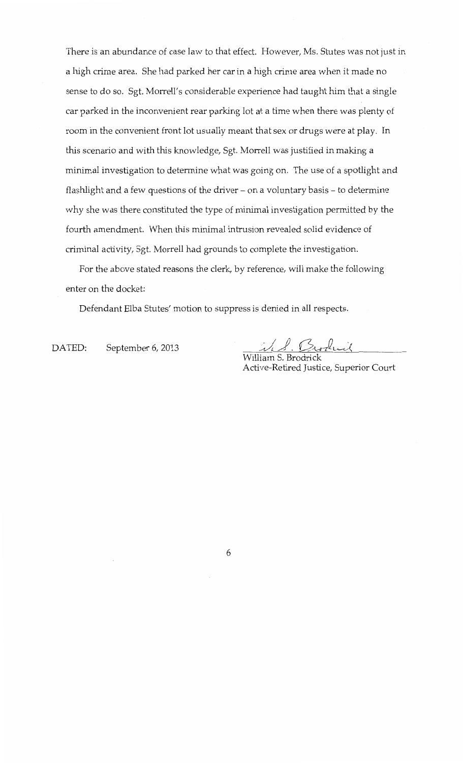There is an abundance of case law to that effect. However, Ms. Stutes was not just in a high crime area. She had parked her car in a high crime area when it made no sense to do so. Sgt. Morrell's considerable experience had taught him that a single car parked in the inconvenient rear parking lot at a time when there was plenty of room in the convenient front lot usually meant that sex or drugs were at play. In this scenario and with this knowledge, Sgt. Morrell was justified in making a minimal investigation to determine what was going on. The use of a spotlight and flashlight and a few questions of the driver – on a voluntary basis – to determine why she was there constituted the type of minimal investigation permitted by the fourth amendment. When this minimal intrusion revealed solid evidence of criminal activity, Sgt. Morrell had grounds to complete the investigation.

For the above stated reasons the clerk, by reference, will make the following enter on the docket:

Defendant Elba Stutes' motion to suppress is denied in all respects.

DATED: September 6, 2013

William S. Brodrick
Active-Retired Justice, Superior Court